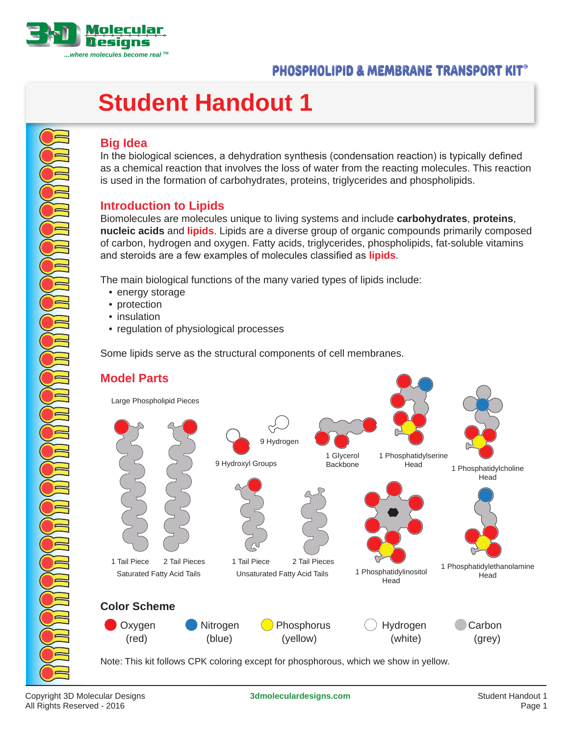# Student Handout 1

## Big Idea

In the biological sciences, a dehydration synthesis (condensation reaction) is typically defined as a chemical reaction that involves the loss of water from the reacting molecules. This reaction is used in the formation of carbohydrates, proteins, triglycerides and phospholipids.

## Introduction to Lipids

Biomolecules are molecules unique to living systems and include **carbohydrates**, **proteins**, **nucleic acids** and **lipids**. Lipids are a diverse group of organic compounds primarily composed of carbon, hydrogen and oxygen. Fatty acids, triglycerides, phospholipids, fat-soluble vitamins and steroids are a few examples of molecules classified as **lipids**.

The main biological functions of the many varied types of lipids include:

- energy storage
- protection
- insulation
- regulation of physiological processes

Some lipids serve as the structural components of cell membranes.

## Model Parts

Large Phospholipid Pieces

1 Tail Piece
2 Tail Pieces
Saturated Fatty Acid Tails

9 Hydroxyl Groups

9 Hydrogen

1 Tail Piece
2 Tail Pieces
Unsaturated Fatty Acid Tails

1 Glycerol Backbone

1 Phosphatidylserine Head

1 Phosphatidylcholine Head

1 Phosphatidylinositol Head

1 Phosphatidylethanolamine Head

### Color Scheme

Oxygen (red)
Nitrogen (blue)
Phosphorus (yellow)
Hydrogen (white)
Carbon (grey)

Note: This kit follows CPK coloring except for phosphorous, which we show in yellow.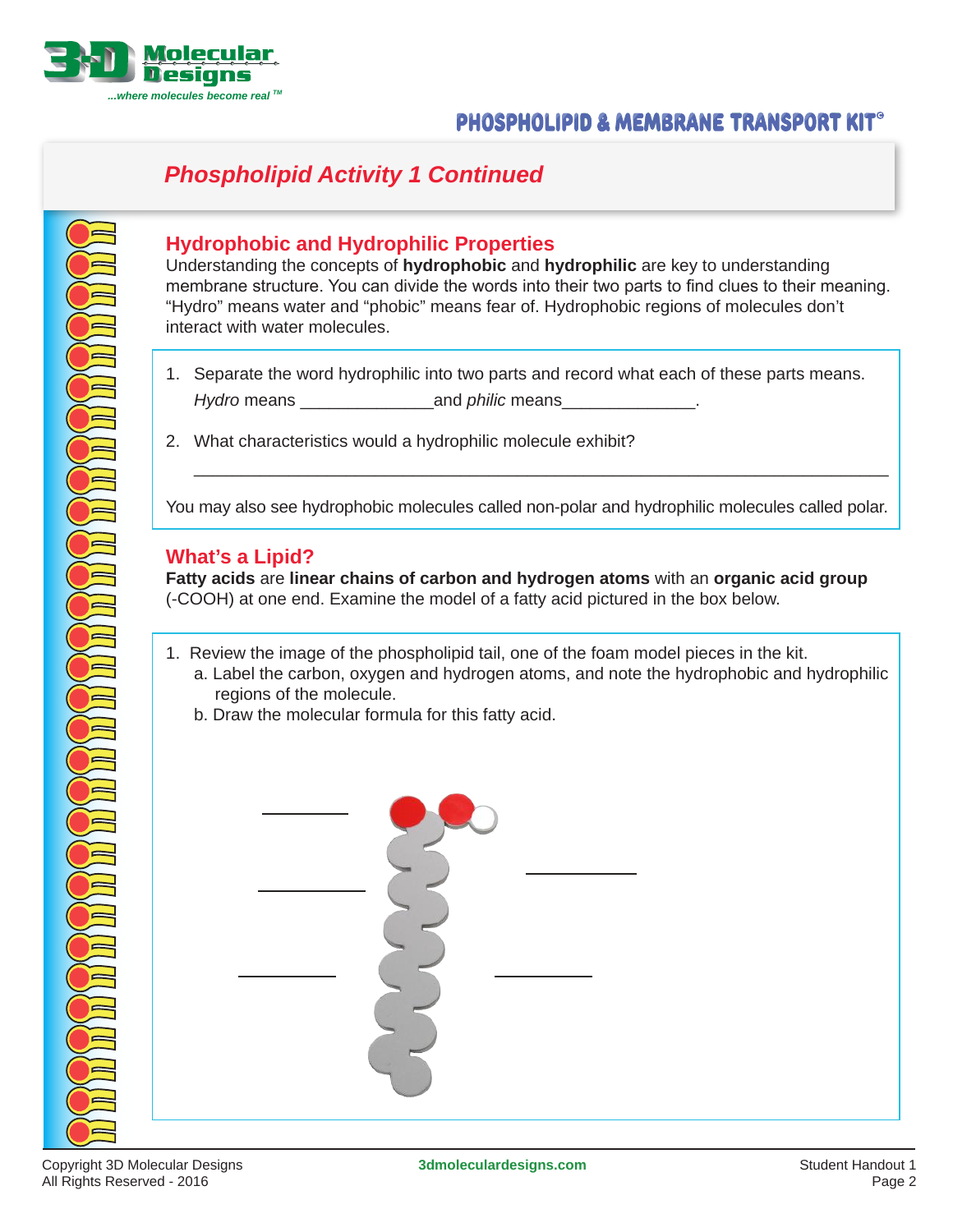## Phospholipid Activity 1 Continued

### Hydrophobic and Hydrophilic Properties

Understanding the concepts of **hydrophobic** and **hydrophilic** are key to understanding membrane structure. You can divide the words into their two parts to find clues to their meaning. "Hydro" means water and "phobic" means fear of. Hydrophobic regions of molecules don't interact with water molecules.

1. Separate the word hydrophilic into two parts and record what each of these parts means.
   *Hydro* means ______________and *philic* means______________.

2. What characteristics would a hydrophilic molecule exhibit?

   ___________________________________________________________________________

You may also see hydrophobic molecules called non-polar and hydrophilic molecules called polar.

### What's a Lipid?

**Fatty acids** are **linear chains of carbon and hydrogen atoms** with an **organic acid group** (-COOH) at one end. Examine the model of a fatty acid pictured in the box below.

1. Review the image of the phospholipid tail, one of the foam model pieces in the kit.
   a. Label the carbon, oxygen and hydrogen atoms, and note the hydrophobic and hydrophilic regions of the molecule.
   b. Draw the molecular formula for this fatty acid.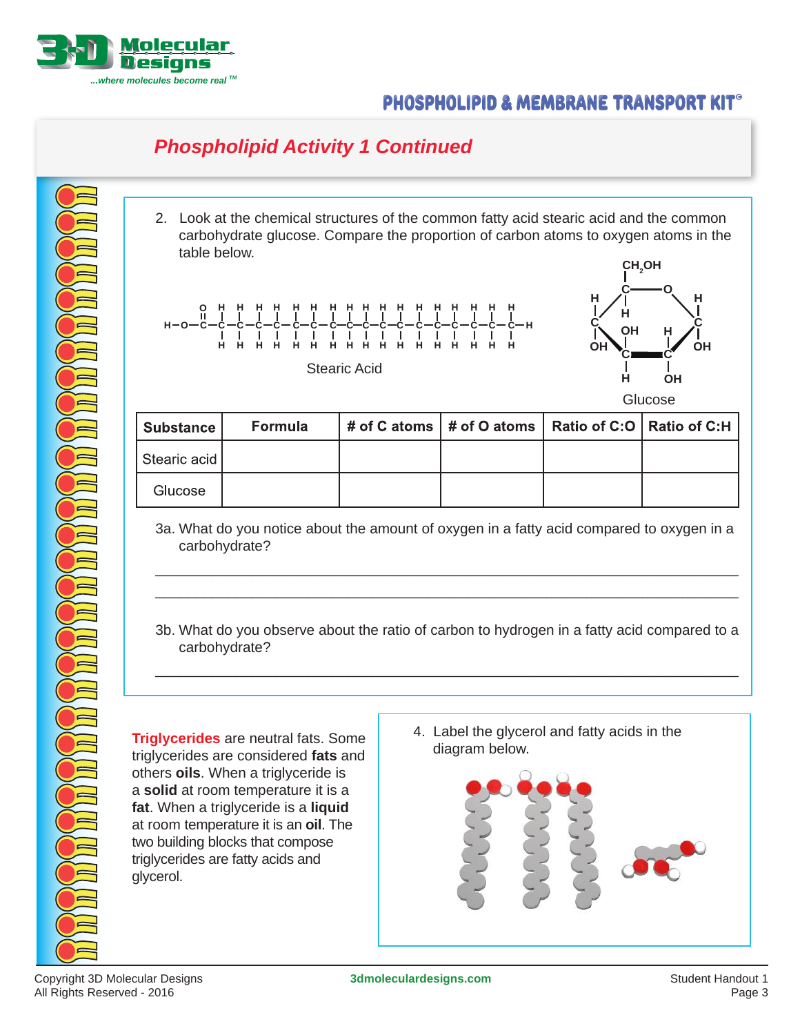## Phospholipid Activity 1 Continued

2. Look at the chemical structures of the common fatty acid stearic acid and the common carbohydrate glucose. Compare the proportion of carbon atoms to oxygen atoms in the table below.

Stearic Acid

Glucose

| Substance | Formula | # of C atoms | # of O atoms | Ratio of C:O | Ratio of C:H |
|---|---|---|---|---|---|
| Stearic acid | | | | | |
| Glucose | | | | | |

3a. What do you notice about the amount of oxygen in a fatty acid compared to oxygen in a carbohydrate?

\_\_\_\_\_\_\_\_\_\_\_\_\_\_\_\_\_\_\_\_\_\_\_\_\_\_\_\_\_\_\_\_\_\_\_\_\_\_\_\_\_\_\_\_\_\_\_\_\_\_\_\_\_\_\_\_\_\_\_\_\_\_\_\_\_\_\_\_

\_\_\_\_\_\_\_\_\_\_\_\_\_\_\_\_\_\_\_\_\_\_\_\_\_\_\_\_\_\_\_\_\_\_\_\_\_\_\_\_\_\_\_\_\_\_\_\_\_\_\_\_\_\_\_\_\_\_\_\_\_\_\_\_\_\_\_\_

3b. What do you observe about the ratio of carbon to hydrogen in a fatty acid compared to a carbohydrate?

\_\_\_\_\_\_\_\_\_\_\_\_\_\_\_\_\_\_\_\_\_\_\_\_\_\_\_\_\_\_\_\_\_\_\_\_\_\_\_\_\_\_\_\_\_\_\_\_\_\_\_\_\_\_\_\_\_\_\_\_\_\_\_\_\_\_\_\_

**Triglycerides** are neutral fats. Some triglycerides are considered **fats** and others **oils**. When a triglyceride is a **solid** at room temperature it is a **fat**. When a triglyceride is a **liquid** at room temperature it is an **oil**. The two building blocks that compose triglycerides are fatty acids and glycerol.

4. Label the glycerol and fatty acids in the diagram below.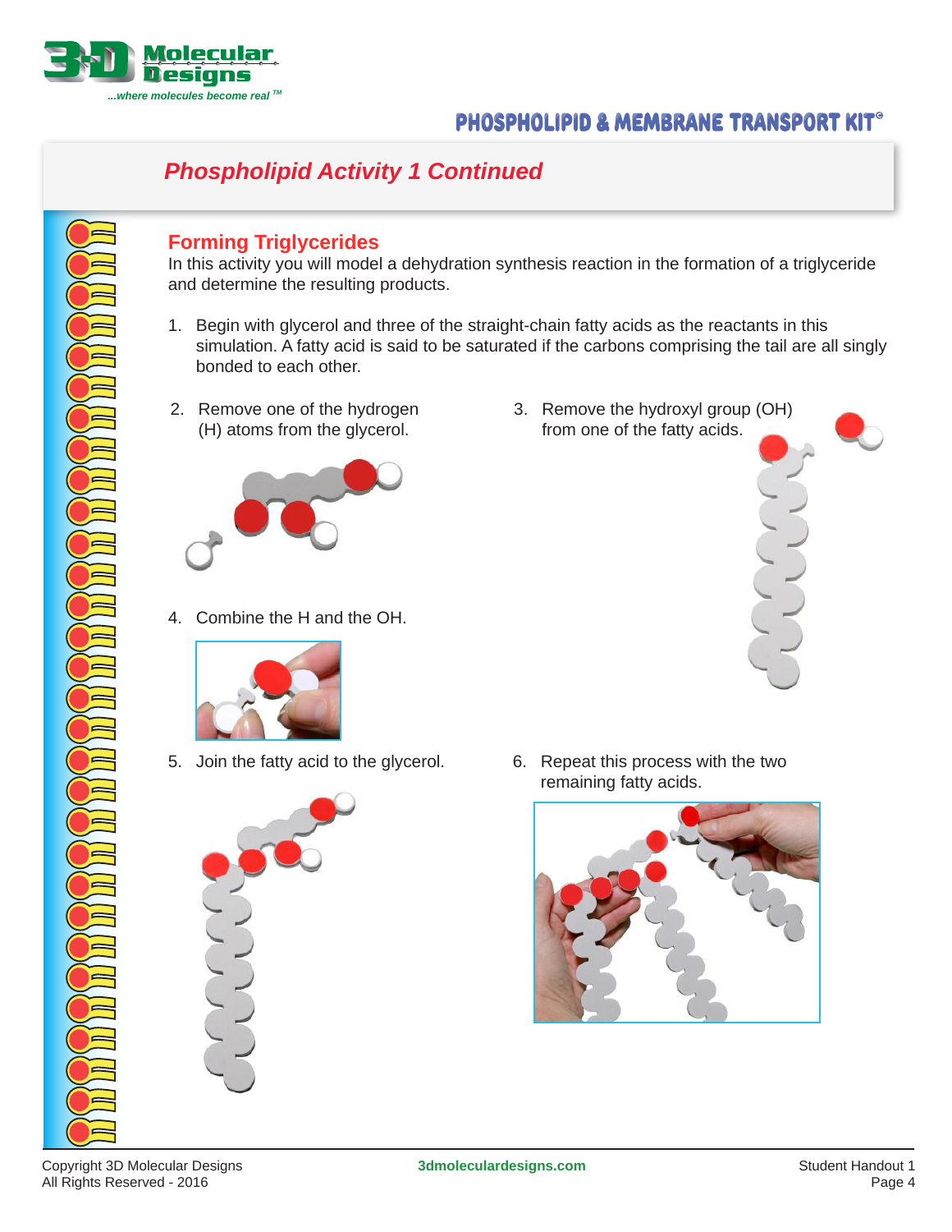## Phospholipid Activity 1 Continued

### Forming Triglycerides

In this activity you will model a dehydration synthesis reaction in the formation of a triglyceride and determine the resulting products.

1. Begin with glycerol and three of the straight-chain fatty acids as the reactants in this simulation. A fatty acid is said to be saturated if the carbons comprising the tail are all singly bonded to each other.
2. Remove one of the hydrogen (H) atoms from the glycerol.
3. Remove the hydroxyl group (OH) from one of the fatty acids.
4. Combine the H and the OH.
5. Join the fatty acid to the glycerol.
6. Repeat this process with the two remaining fatty acids.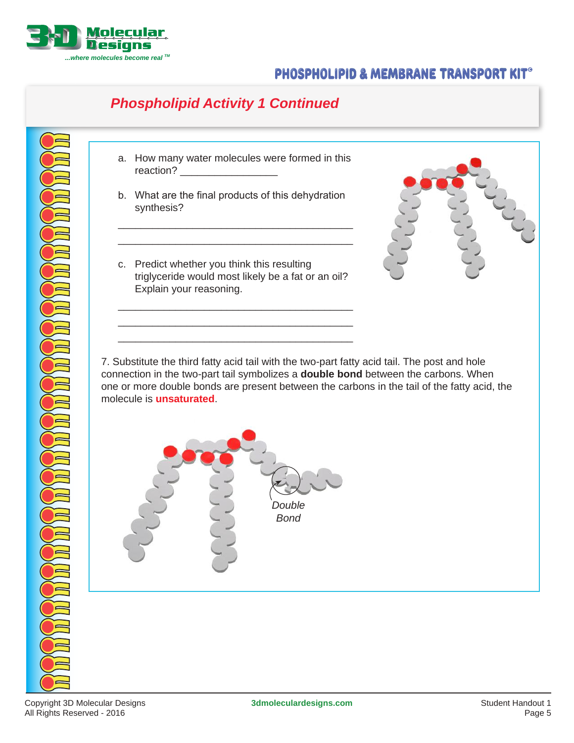## Phospholipid Activity 1 Continued

a. How many water molecules were formed in this reaction? _________________

b. What are the final products of this dehydration synthesis?

_________________________________________

_________________________________________

c. Predict whether you think this resulting triglyceride would most likely be a fat or an oil? Explain your reasoning.

_________________________________________

_________________________________________

_________________________________________

7. Substitute the third fatty acid tail with the two-part fatty acid tail. The post and hole connection in the two-part tail symbolizes a **double bond** between the carbons. When one or more double bonds are present between the carbons in the tail of the fatty acid, the molecule is **unsaturated**.

*Double Bond*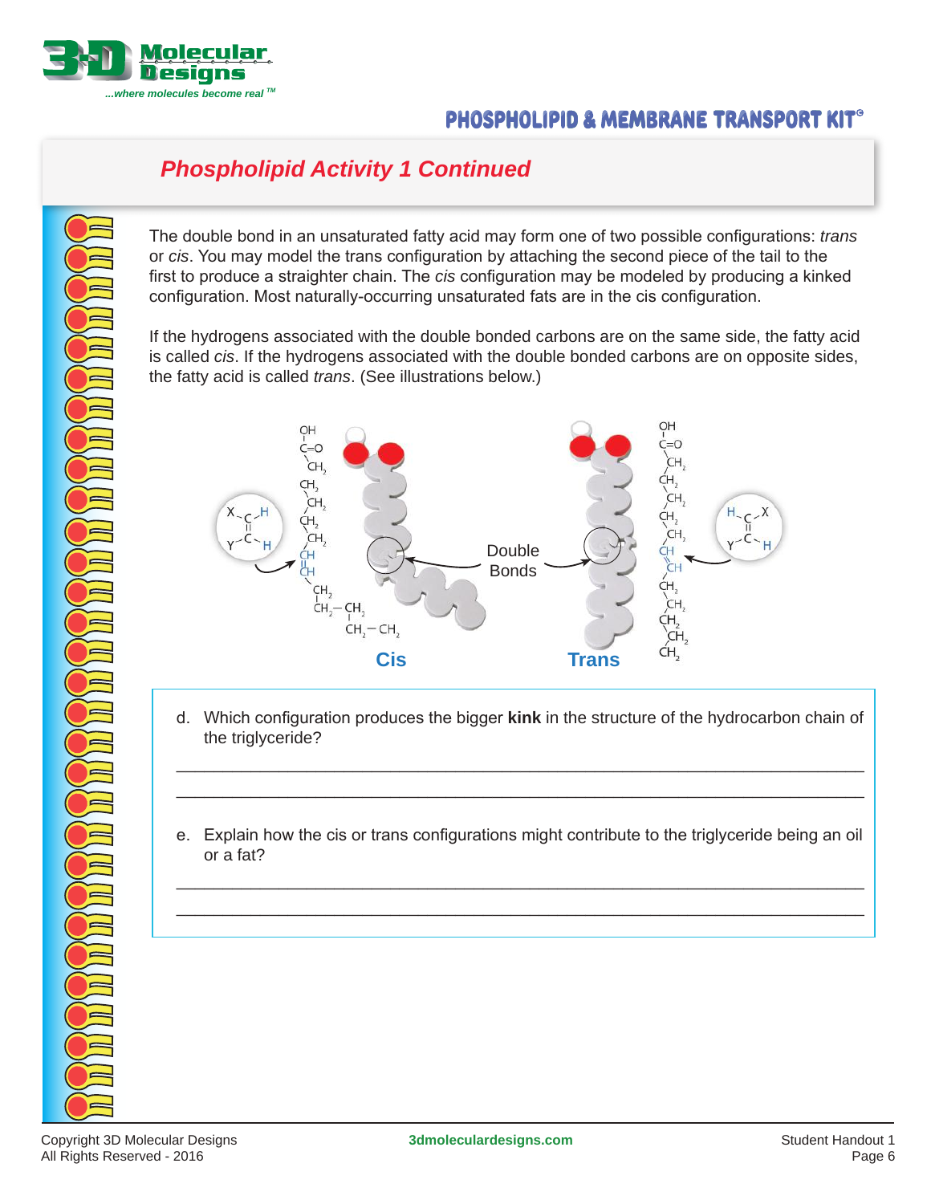## Phospholipid Activity 1 Continued

The double bond in an unsaturated fatty acid may form one of two possible configurations: *trans* or *cis*. You may model the trans configuration by attaching the second piece of the tail to the first to produce a straighter chain. The *cis* configuration may be modeled by producing a kinked configuration. Most naturally-occurring unsaturated fats are in the cis configuration.

If the hydrogens associated with the double bonded carbons are on the same side, the fatty acid is called *cis*. If the hydrogens associated with the double bonded carbons are on opposite sides, the fatty acid is called *trans*. (See illustrations below.)

Double Bonds

Cis

Trans

d. Which configuration produces the bigger **kink** in the structure of the hydrocarbon chain of the triglyceride?

\_\_\_\_\_\_\_\_\_\_\_\_\_\_\_\_\_\_\_\_\_\_\_\_\_\_\_\_\_\_\_\_\_\_\_\_\_\_\_\_\_\_\_\_\_\_\_\_\_\_\_\_\_\_\_\_\_\_\_\_\_\_\_\_\_\_\_\_\_\_

\_\_\_\_\_\_\_\_\_\_\_\_\_\_\_\_\_\_\_\_\_\_\_\_\_\_\_\_\_\_\_\_\_\_\_\_\_\_\_\_\_\_\_\_\_\_\_\_\_\_\_\_\_\_\_\_\_\_\_\_\_\_\_\_\_\_\_\_\_\_

e. Explain how the cis or trans configurations might contribute to the triglyceride being an oil or a fat?

\_\_\_\_\_\_\_\_\_\_\_\_\_\_\_\_\_\_\_\_\_\_\_\_\_\_\_\_\_\_\_\_\_\_\_\_\_\_\_\_\_\_\_\_\_\_\_\_\_\_\_\_\_\_\_\_\_\_\_\_\_\_\_\_\_\_\_\_\_\_

\_\_\_\_\_\_\_\_\_\_\_\_\_\_\_\_\_\_\_\_\_\_\_\_\_\_\_\_\_\_\_\_\_\_\_\_\_\_\_\_\_\_\_\_\_\_\_\_\_\_\_\_\_\_\_\_\_\_\_\_\_\_\_\_\_\_\_\_\_\_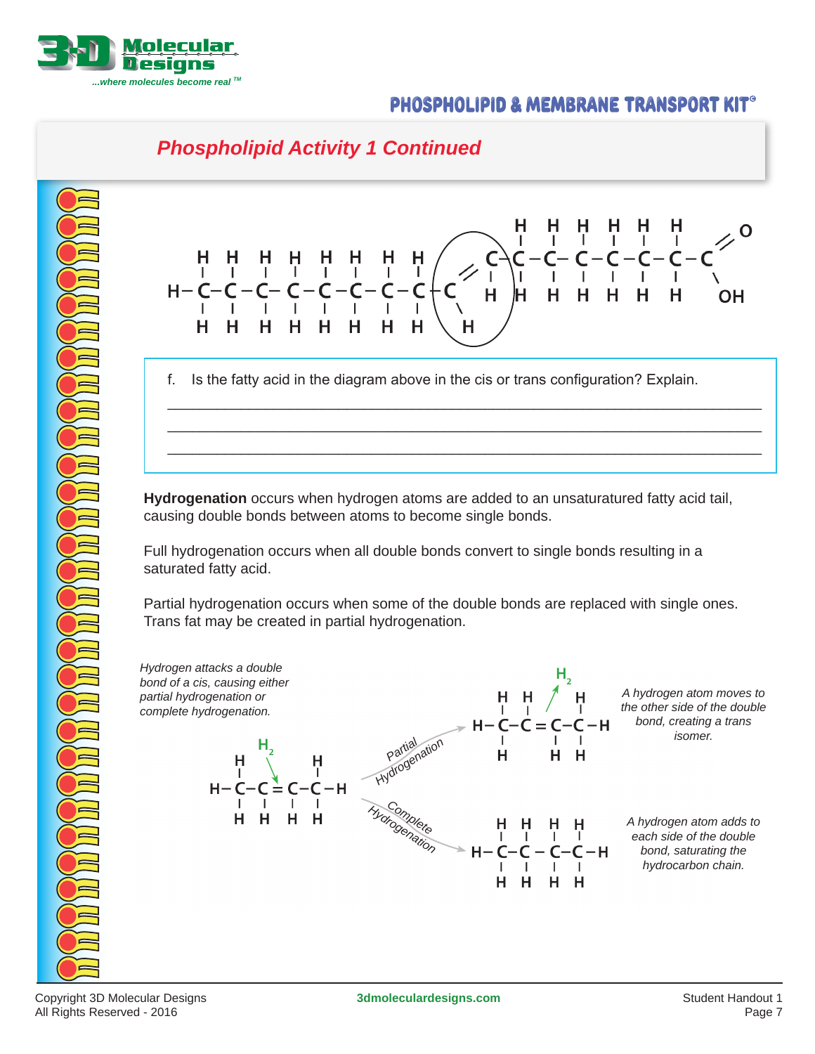## Phospholipid Activity 1 Continued

f. Is the fatty acid in the diagram above in the cis or trans configuration? Explain.

\_\_\_\_\_\_\_\_\_\_\_\_\_\_\_\_\_\_\_\_\_\_\_\_\_\_\_\_\_\_\_\_\_\_\_\_\_\_\_\_\_\_\_\_\_\_\_\_\_\_\_\_\_\_\_\_\_\_\_\_\_\_\_\_\_\_\_\_\_\_\_\_\_\_

\_\_\_\_\_\_\_\_\_\_\_\_\_\_\_\_\_\_\_\_\_\_\_\_\_\_\_\_\_\_\_\_\_\_\_\_\_\_\_\_\_\_\_\_\_\_\_\_\_\_\_\_\_\_\_\_\_\_\_\_\_\_\_\_\_\_\_\_\_\_\_\_\_\_

\_\_\_\_\_\_\_\_\_\_\_\_\_\_\_\_\_\_\_\_\_\_\_\_\_\_\_\_\_\_\_\_\_\_\_\_\_\_\_\_\_\_\_\_\_\_\_\_\_\_\_\_\_\_\_\_\_\_\_\_\_\_\_\_\_\_\_\_\_\_\_\_\_\_

**Hydrogenation** occurs when hydrogen atoms are added to an unsaturated fatty acid tail, causing double bonds between atoms to become single bonds.

Full hydrogenation occurs when all double bonds convert to single bonds resulting in a saturated fatty acid.

Partial hydrogenation occurs when some of the double bonds are replaced with single ones. Trans fat may be created in partial hydrogenation.

*Hydrogen attacks a double bond of a cis, causing either partial hydrogenation or complete hydrogenation.*

$H_2$

Partial Hydrogenation

Complete Hydrogenation

$H_2$

*A hydrogen atom moves to the other side of the double bond, creating a trans isomer.*

*A hydrogen atom adds to each side of the double bond, saturating the hydrocarbon chain.*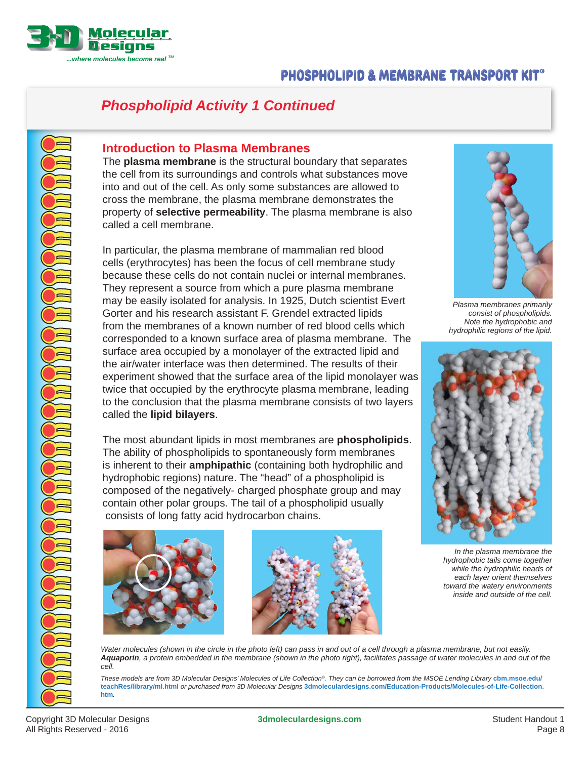## Phospholipid Activity 1 Continued

### Introduction to Plasma Membranes

The **plasma membrane** is the structural boundary that separates the cell from its surroundings and controls what substances move into and out of the cell. As only some substances are allowed to cross the membrane, the plasma membrane demonstrates the property of **selective permeability**. The plasma membrane is also called a cell membrane.

In particular, the plasma membrane of mammalian red blood cells (erythrocytes) has been the focus of cell membrane study because these cells do not contain nuclei or internal membranes. They represent a source from which a pure plasma membrane may be easily isolated for analysis. In 1925, Dutch scientist Evert Gorter and his research assistant F. Grendel extracted lipids from the membranes of a known number of red blood cells which corresponded to a known surface area of plasma membrane. The surface area occupied by a monolayer of the extracted lipid and the air/water interface was then determined. The results of their experiment showed that the surface area of the lipid monolayer was twice that occupied by the erythrocyte plasma membrane, leading to the conclusion that the plasma membrane consists of two layers called the **lipid bilayers**.

The most abundant lipids in most membranes are **phospholipids**. The ability of phospholipids to spontaneously form membranes is inherent to their **amphipathic** (containing both hydrophilic and hydrophobic regions) nature. The "head" of a phospholipid is composed of the negatively- charged phosphate group and may contain other polar groups. The tail of a phospholipid usually consists of long fatty acid hydrocarbon chains.

*Plasma membranes primarily consist of phospholipids. Note the hydrophobic and hydrophilic regions of the lipid.*

*In the plasma membrane the hydrophobic tails come together while the hydrophilic heads of each layer orient themselves toward the watery environments inside and outside of the cell.*

*Water molecules (shown in the circle in the photo left) can pass in and out of a cell through a plasma membrane, but not easily. **Aquaporin**, a protein embedded in the membrane (shown in the photo right), facilitates passage of water molecules in and out of the cell.*

*These models are from 3D Molecular Designs' Molecules of Life Collection©. They can be borrowed from the MSOE Lending Library* **cbm.msoe.edu/teachRes/library/ml.html** *or purchased from 3D Molecular Designs* **3dmoleculardesigns.com/Education-Products/Molecules-of-Life-Collection.htm***.*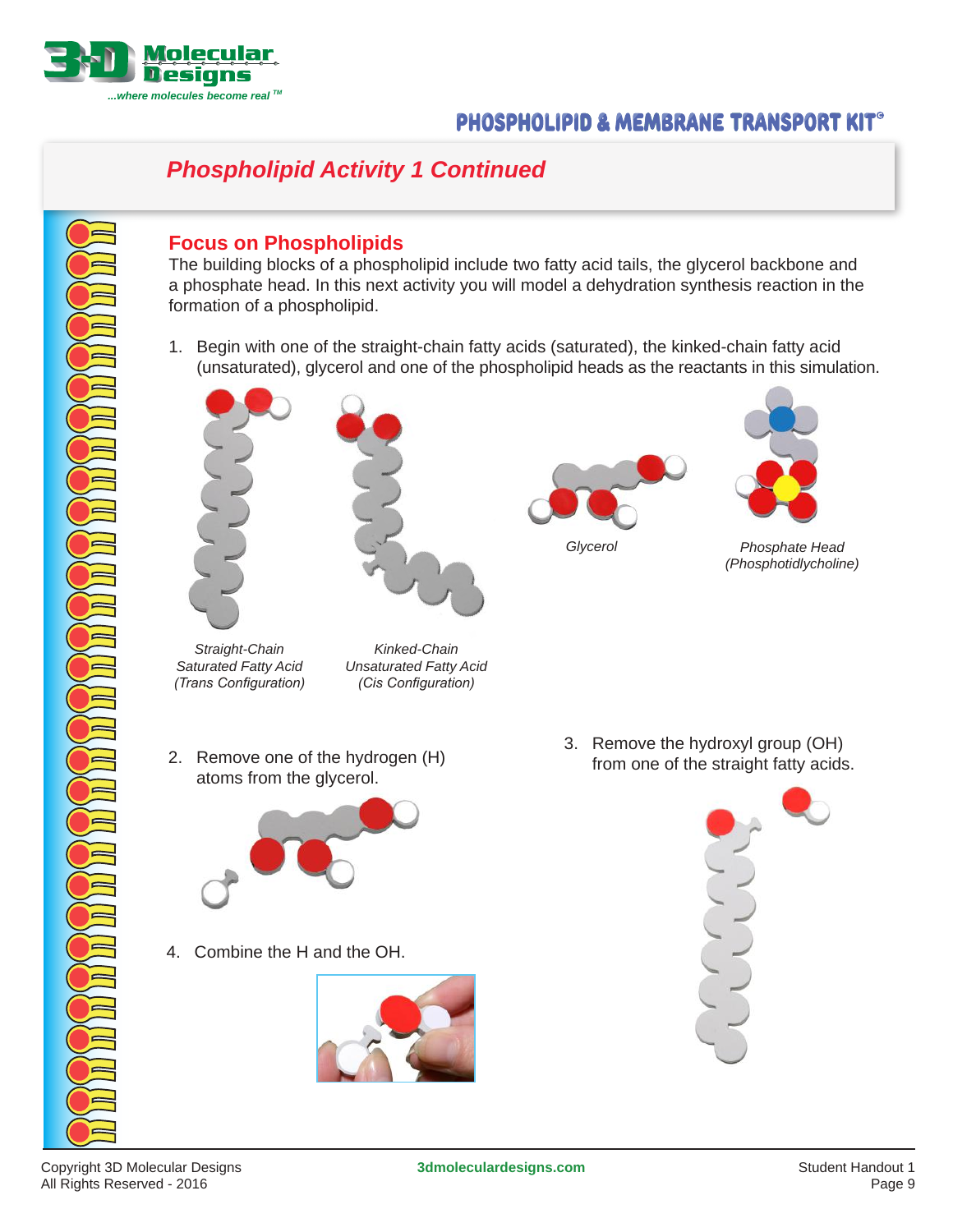## Phospholipid Activity 1 Continued

### Focus on Phospholipids

The building blocks of a phospholipid include two fatty acid tails, the glycerol backbone and a phosphate head. In this next activity you will model a dehydration synthesis reaction in the formation of a phospholipid.

1. Begin with one of the straight-chain fatty acids (saturated), the kinked-chain fatty acid (unsaturated), glycerol and one of the phospholipid heads as the reactants in this simulation.

*Straight-Chain Saturated Fatty Acid (Trans Configuration)*

*Kinked-Chain Unsaturated Fatty Acid (Cis Configuration)*

*Glycerol*

*Phosphate Head (Phosphotidlycholine)*

2. Remove one of the hydrogen (H) atoms from the glycerol.

3. Remove the hydroxyl group (OH) from one of the straight fatty acids.

4. Combine the H and the OH.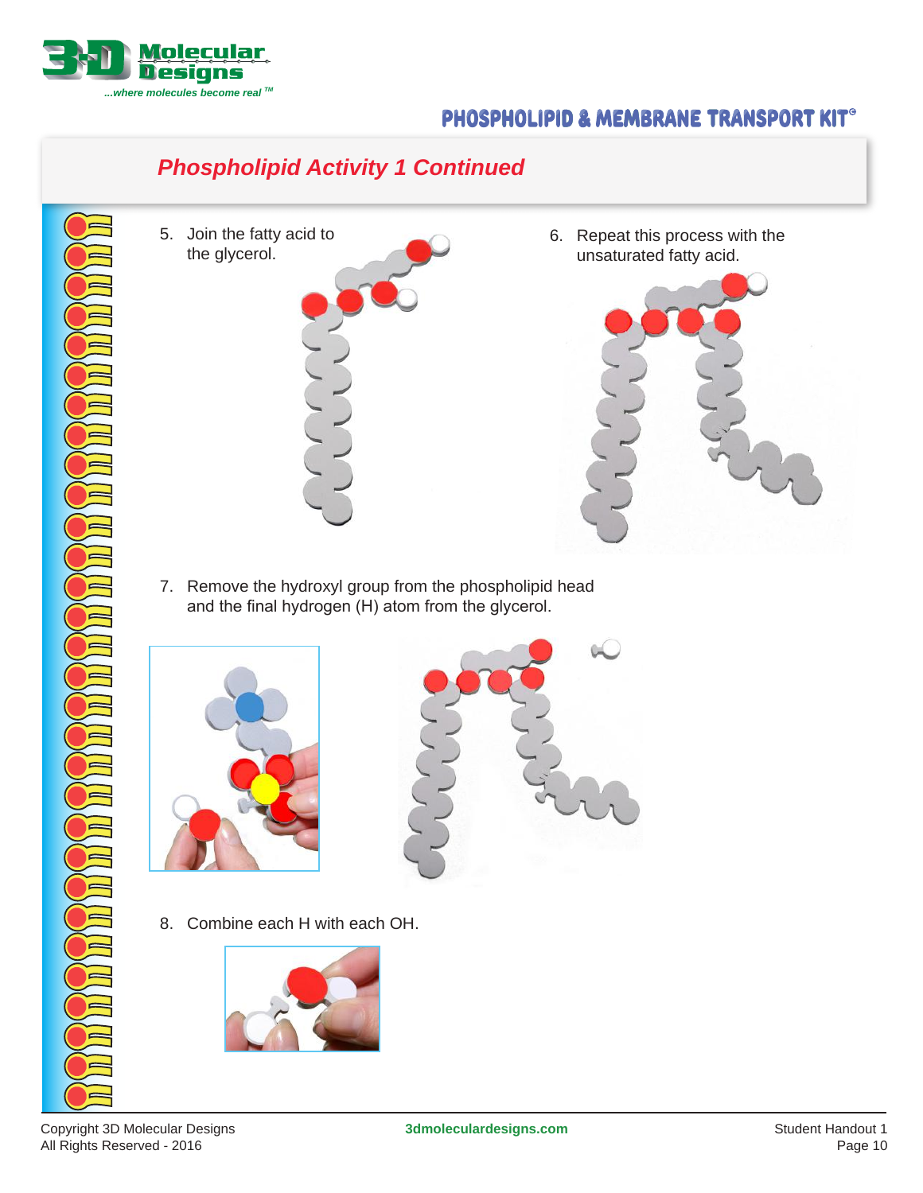## Phospholipid Activity 1 Continued

5. Join the fatty acid to the glycerol.

6. Repeat this process with the unsaturated fatty acid.

7. Remove the hydroxyl group from the phospholipid head and the final hydrogen (H) atom from the glycerol.

8. Combine each H with each OH.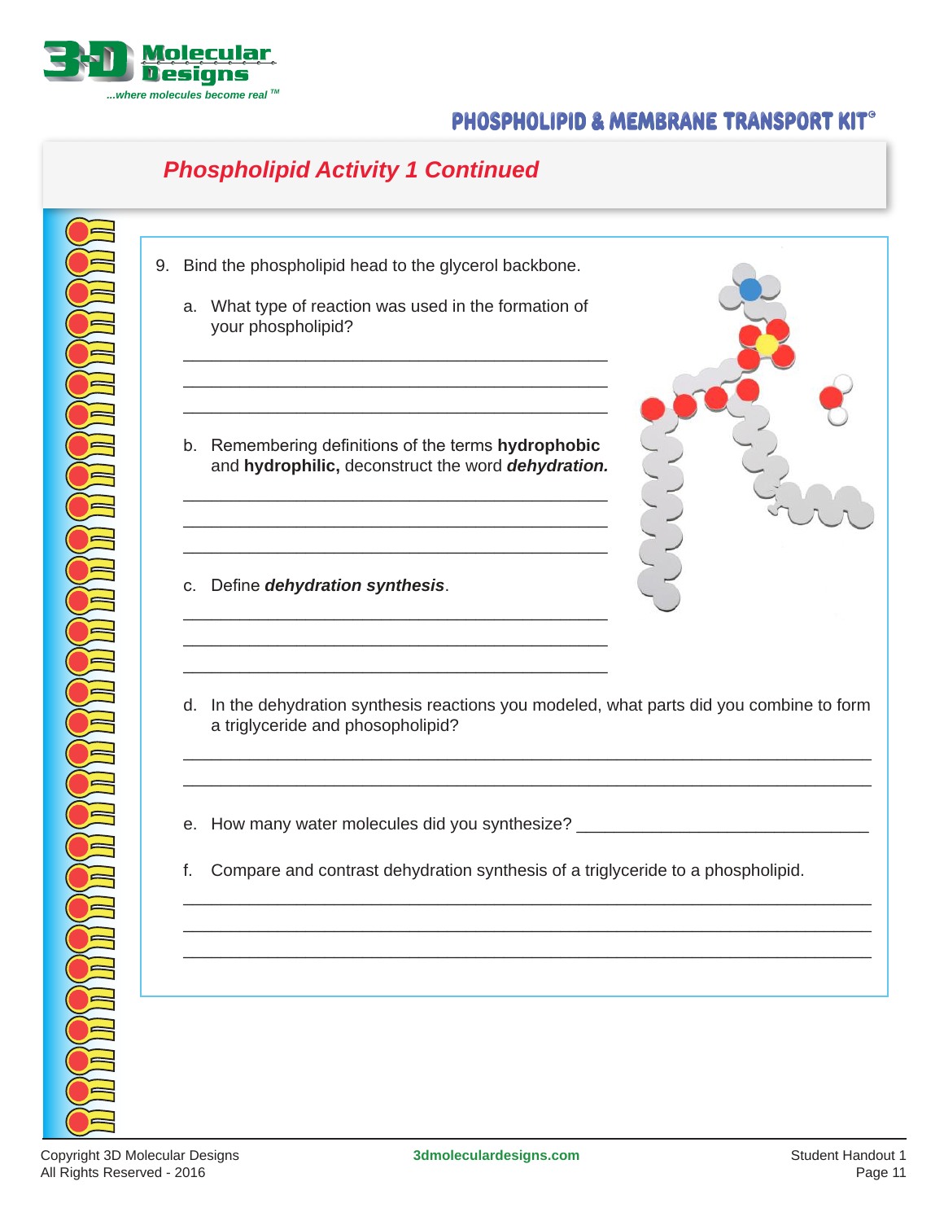## Phospholipid Activity 1 Continued

9. Bind the phospholipid head to the glycerol backbone.

   a. What type of reaction was used in the formation of your phospholipid?

   ______________________________________________

   ______________________________________________

   ______________________________________________

   b. Remembering definitions of the terms **hydrophobic** and **hydrophilic,** deconstruct the word ***dehydration.***

   ______________________________________________

   ______________________________________________

   ______________________________________________

   c. Define ***dehydration synthesis***.

   ______________________________________________

   ______________________________________________

   ______________________________________________

   d. In the dehydration synthesis reactions you modeled, what parts did you combine to form a triglyceride and phosopholipid?

   ______________________________________________

   ______________________________________________

   e. How many water molecules did you synthesize? ______________________________

   f. Compare and contrast dehydration synthesis of a triglyceride to a phospholipid.

   ______________________________________________

   ______________________________________________

   ______________________________________________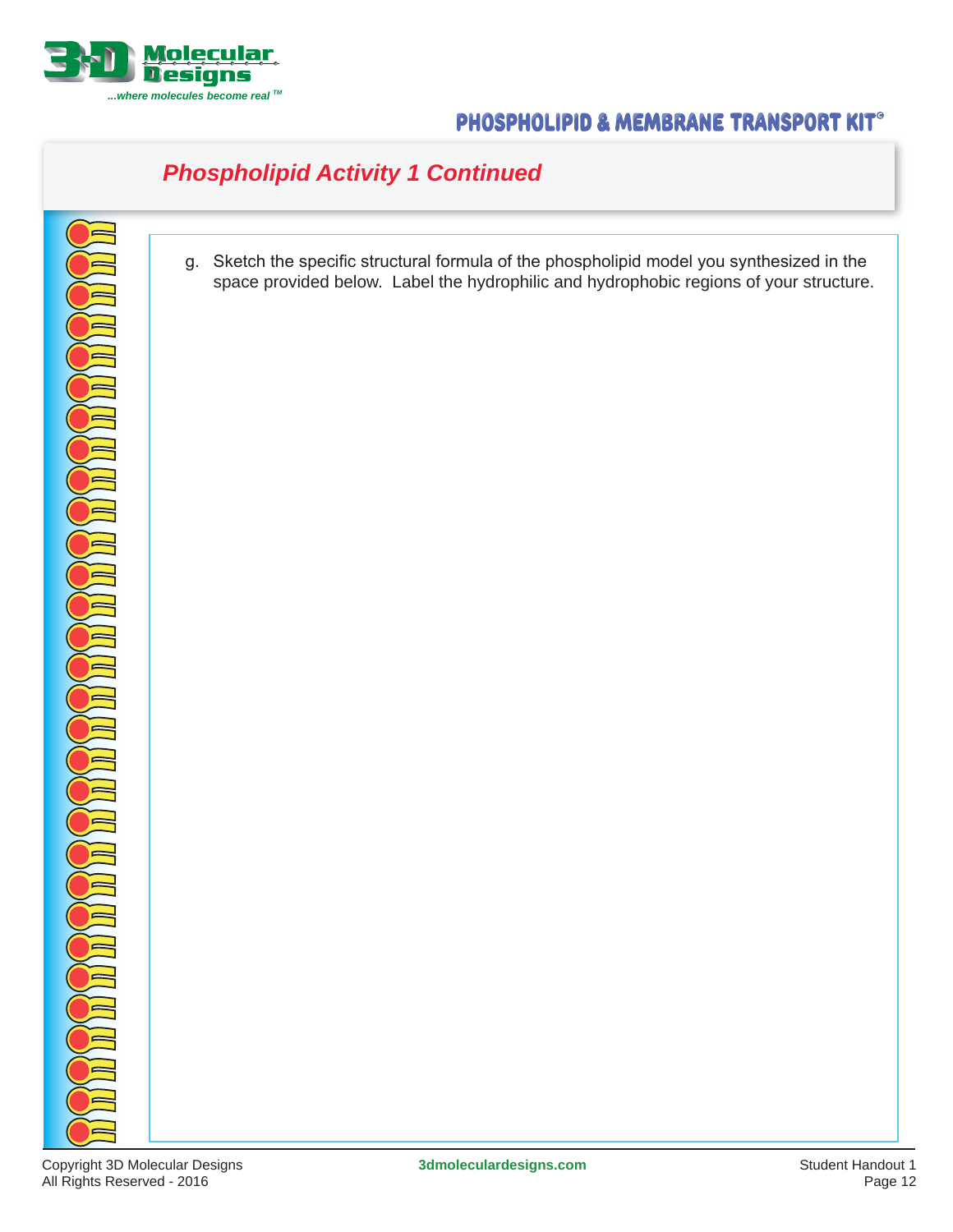## Phospholipid Activity 1 Continued

g. Sketch the specific structural formula of the phospholipid model you synthesized in the space provided below. Label the hydrophilic and hydrophobic regions of your structure.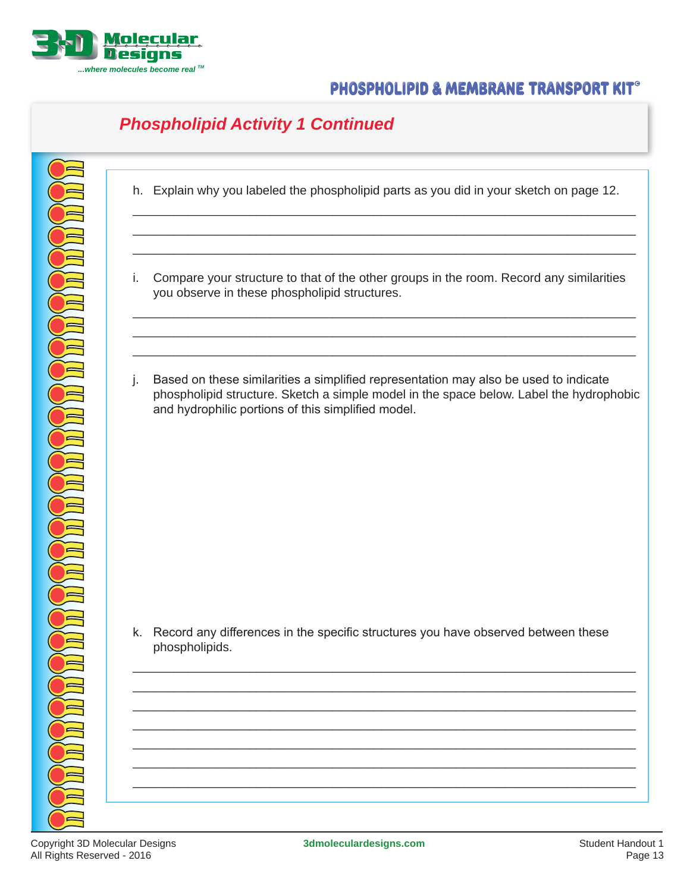## Phospholipid Activity 1 Continued

h. Explain why you labeled the phospholipid parts as you did in your sketch on page 12.

_______________________________________________________________________________

_______________________________________________________________________________

_______________________________________________________________________________

i. Compare your structure to that of the other groups in the room. Record any similarities you observe in these phospholipid structures.

_______________________________________________________________________________

_______________________________________________________________________________

_______________________________________________________________________________

j. Based on these similarities a simplified representation may also be used to indicate phospholipid structure. Sketch a simple model in the space below. Label the hydrophobic and hydrophilic portions of this simplified model.

k. Record any differences in the specific structures you have observed between these phospholipids.

_______________________________________________________________________________

_______________________________________________________________________________

_______________________________________________________________________________

_______________________________________________________________________________

_______________________________________________________________________________

_______________________________________________________________________________

_______________________________________________________________________________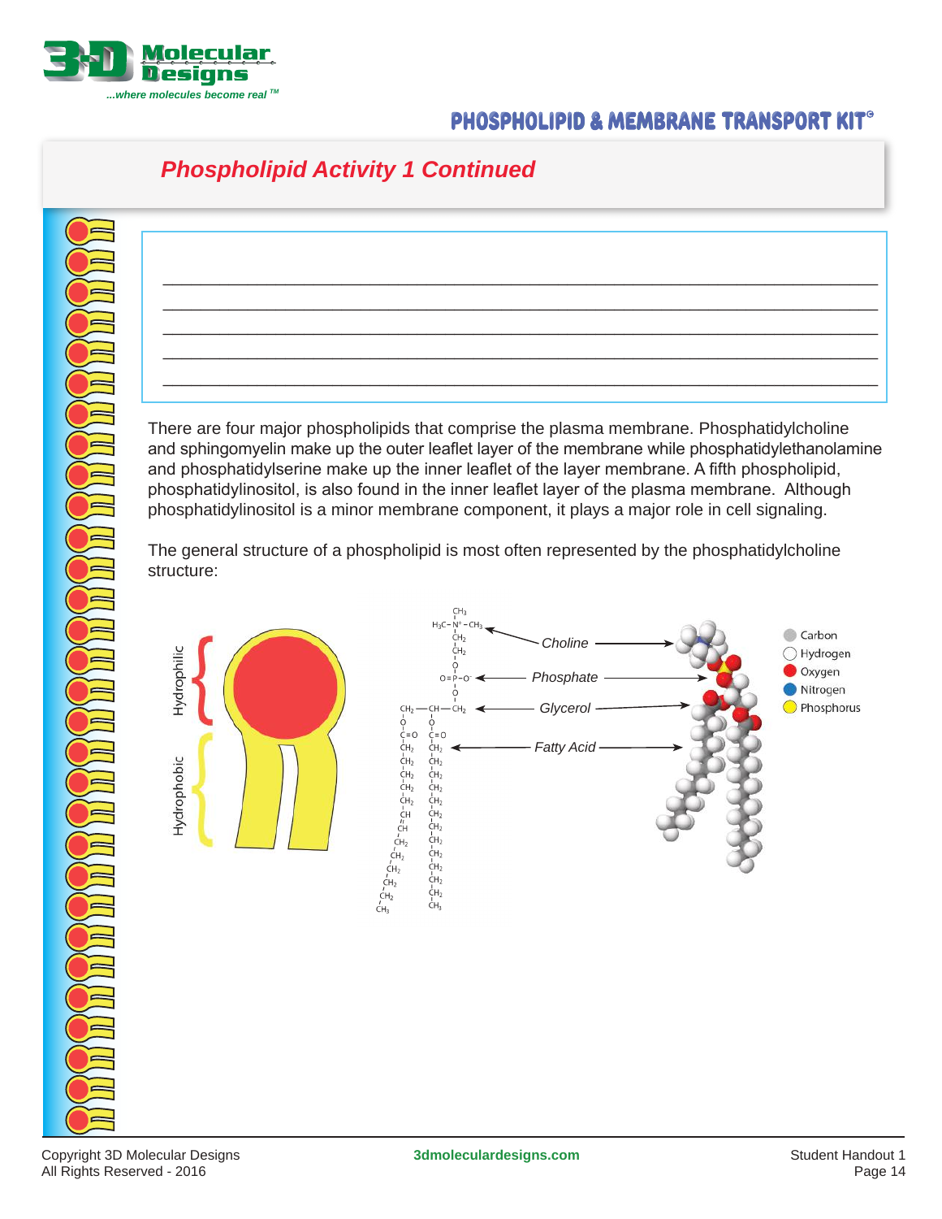## Phospholipid Activity 1 Continued

\_\_\_\_\_\_\_\_\_\_\_\_\_\_\_\_\_\_\_\_\_\_\_\_\_\_\_\_\_\_\_\_\_\_\_\_\_\_\_\_\_\_\_\_\_\_\_\_\_\_\_\_\_\_\_\_\_\_\_\_\_\_\_\_\_\_\_\_\_\_\_\_

\_\_\_\_\_\_\_\_\_\_\_\_\_\_\_\_\_\_\_\_\_\_\_\_\_\_\_\_\_\_\_\_\_\_\_\_\_\_\_\_\_\_\_\_\_\_\_\_\_\_\_\_\_\_\_\_\_\_\_\_\_\_\_\_\_\_\_\_\_\_\_\_

\_\_\_\_\_\_\_\_\_\_\_\_\_\_\_\_\_\_\_\_\_\_\_\_\_\_\_\_\_\_\_\_\_\_\_\_\_\_\_\_\_\_\_\_\_\_\_\_\_\_\_\_\_\_\_\_\_\_\_\_\_\_\_\_\_\_\_\_\_\_\_\_

\_\_\_\_\_\_\_\_\_\_\_\_\_\_\_\_\_\_\_\_\_\_\_\_\_\_\_\_\_\_\_\_\_\_\_\_\_\_\_\_\_\_\_\_\_\_\_\_\_\_\_\_\_\_\_\_\_\_\_\_\_\_\_\_\_\_\_\_\_\_\_\_

\_\_\_\_\_\_\_\_\_\_\_\_\_\_\_\_\_\_\_\_\_\_\_\_\_\_\_\_\_\_\_\_\_\_\_\_\_\_\_\_\_\_\_\_\_\_\_\_\_\_\_\_\_\_\_\_\_\_\_\_\_\_\_\_\_\_\_\_\_\_\_\_

There are four major phospholipids that comprise the plasma membrane. Phosphatidylcholine and sphingomyelin make up the outer leaflet layer of the membrane while phosphatidylethanolamine and phosphatidylserine make up the inner leaflet of the layer membrane. A fifth phospholipid, phosphatidylinositol, is also found in the inner leaflet layer of the plasma membrane. Although phosphatidylinositol is a minor membrane component, it plays a major role in cell signaling.

The general structure of a phospholipid is most often represented by the phosphatidylcholine structure:

Hydrophilic

Hydrophobic

Choline

Phosphate

Glycerol

Fatty Acid

Carbon

Hydrogen

Oxygen

Nitrogen

Phosphorus